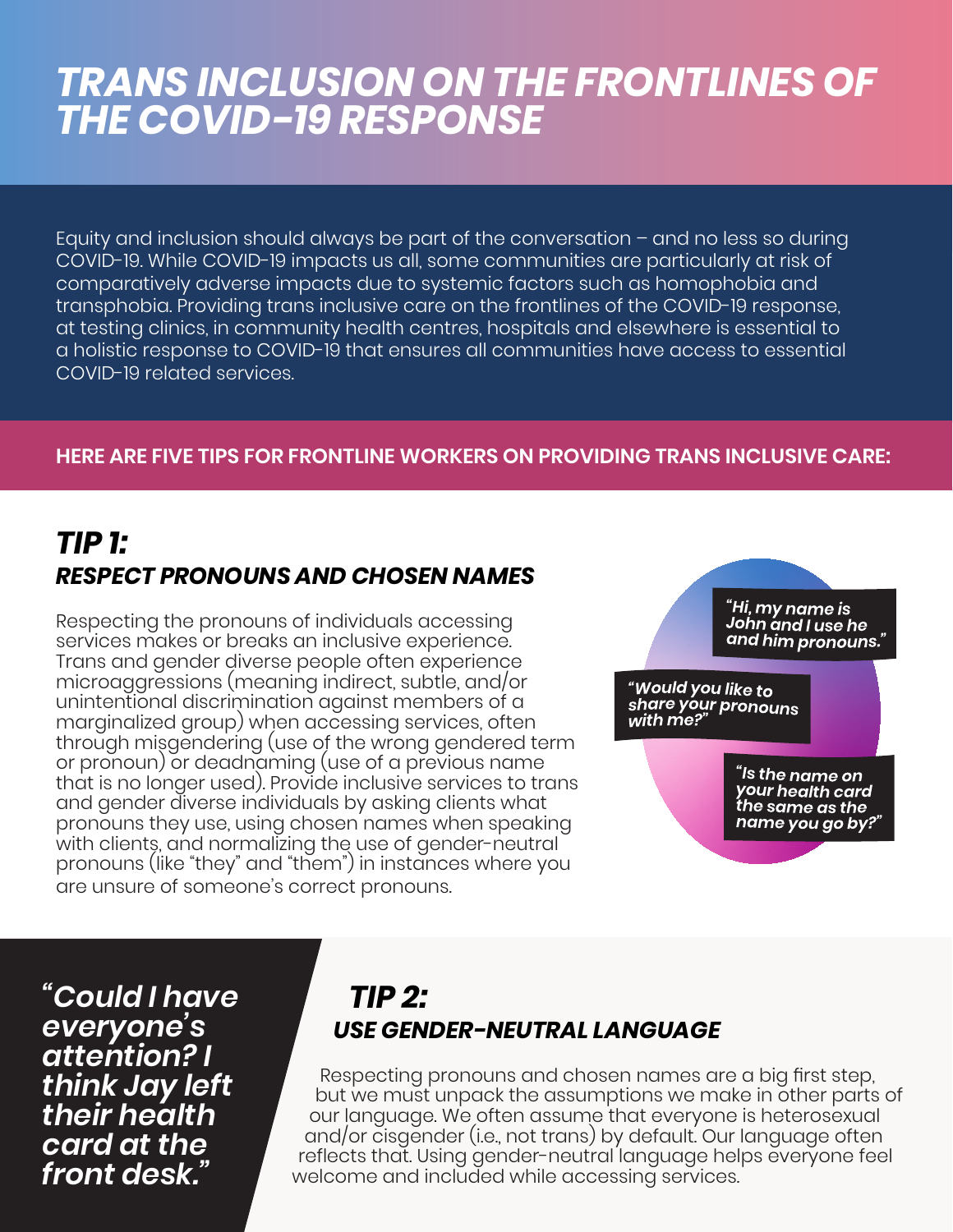# *TRANS INCLUSION ON THE FRONTLINES OF THE COVID-19 RESPONSE*

Equity and inclusion should always be part of the conversation – and no less so during COVID-19. While COVID-19 impacts us all, some communities are particularly at risk of comparatively adverse impacts due to systemic factors such as homophobia and transphobia. Providing trans inclusive care on the frontlines of the COVID-19 response, at testing clinics, in community health centres, hospitals and elsewhere is essential to a holistic response to COVID-19 that ensures all communities have access to essential COVID-19 related services.

**HERE ARE FIVE TIPS FOR FRONTLINE WORKERS ON PROVIDING TRANS INCLUSIVE CARE:**

## *TIP 1:*
### *RESPECT PRONOUNS AND CHOSEN NAMES*

Respecting the pronouns of individuals accessing services makes or breaks an inclusive experience. Trans and gender diverse people often experience microaggressions (meaning indirect, subtle, and/or unintentional discrimination against members of a marginalized group) when accessing services, often through misgendering (use of the wrong gendered term or pronoun) or deadnaming (use of a previous name that is no longer used). Provide inclusive services to trans and gender diverse individuals by asking clients what pronouns they use, using chosen names when speaking with clients, and normalizing the use of gender-neutral pronouns (like "they" and "them") in instances where you are unsure of someone's correct pronouns.

***"Hi, my name is John and I use he and him pronouns."***

***"Would you like to share your pronouns with me?"***

***"Is the name on your health card the same as the name you go by?"***

***"Could I have everyone's attention? I think Jay left their health card at the front desk."***

## *TIP 2:*
### *USE GENDER-NEUTRAL LANGUAGE*

Respecting pronouns and chosen names are a big first step, but we must unpack the assumptions we make in other parts of our language. We often assume that everyone is heterosexual and/or cisgender (i.e., not trans) by default. Our language often reflects that. Using gender-neutral language helps everyone feel welcome and included while accessing services.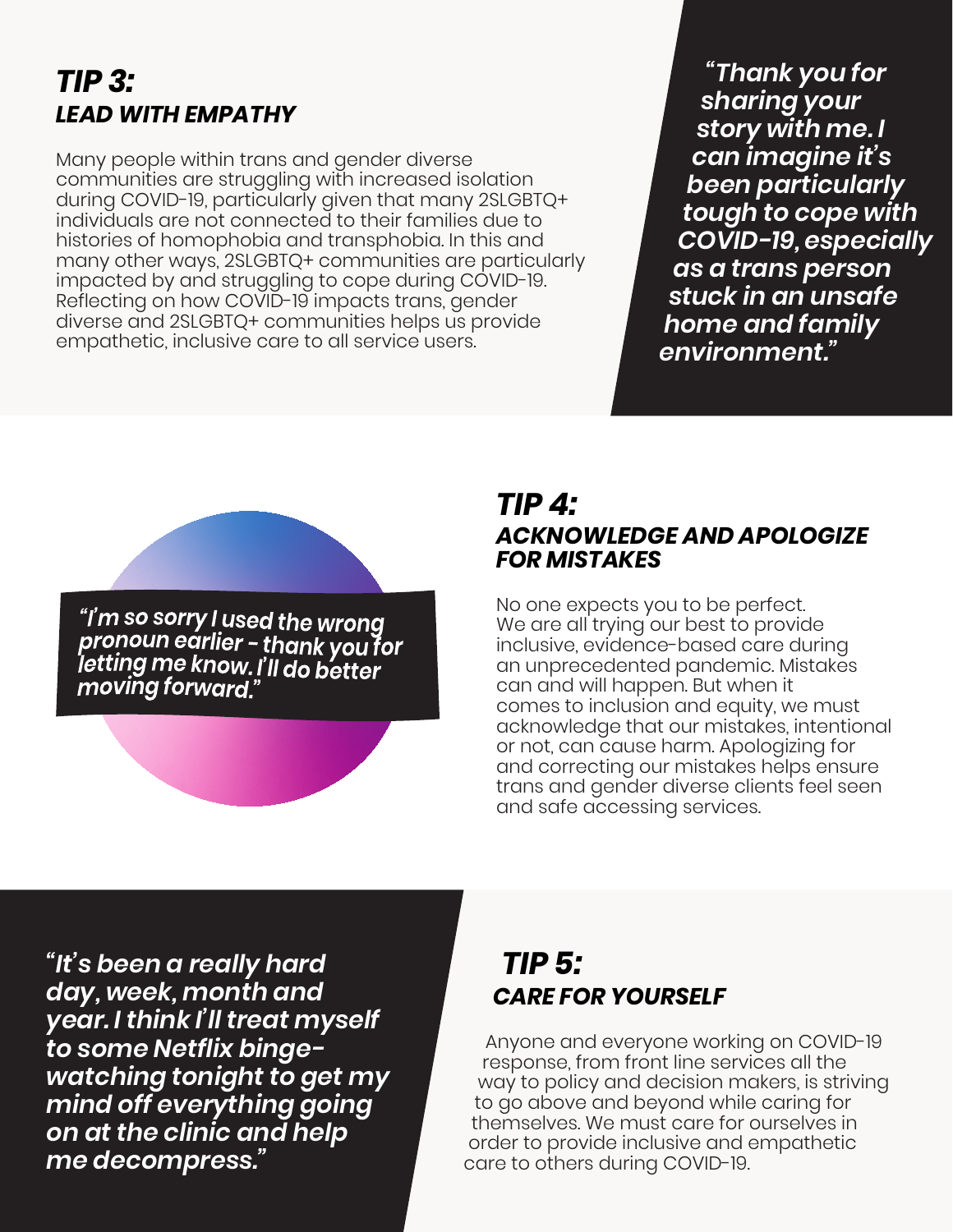## *TIP 3:*
### *LEAD WITH EMPATHY*

Many people within trans and gender diverse communities are struggling with increased isolation during COVID-19, particularly given that many 2SLGBTQ+ individuals are not connected to their families due to histories of homophobia and transphobia. In this and many other ways, 2SLGBTQ+ communities are particularly impacted by and struggling to cope during COVID-19. Reflecting on how COVID-19 impacts trans, gender diverse and 2SLGBTQ+ communities helps us provide empathetic, inclusive care to all service users.

***"Thank you for sharing your story with me. I can imagine it's been particularly tough to cope with COVID-19, especially as a trans person stuck in an unsafe home and family environment."***

## *TIP 4:*
### *ACKNOWLEDGE AND APOLOGIZE FOR MISTAKES*

***"I'm so sorry I used the wrong pronoun earlier - thank you for letting me know. I'll do better moving forward."***

No one expects you to be perfect. We are all trying our best to provide inclusive, evidence-based care during an unprecedented pandemic. Mistakes can and will happen. But when it comes to inclusion and equity, we must acknowledge that our mistakes, intentional or not, can cause harm. Apologizing for and correcting our mistakes helps ensure trans and gender diverse clients feel seen and safe accessing services.

## *TIP 5:*
### *CARE FOR YOURSELF*

***"It's been a really hard day, week, month and year. I think I'll treat myself to some Netflix binge-watching tonight to get my mind off everything going on at the clinic and help me decompress."***

Anyone and everyone working on COVID-19 response, from front line services all the way to policy and decision makers, is striving to go above and beyond while caring for themselves. We must care for ourselves in order to provide inclusive and empathetic care to others during COVID-19.